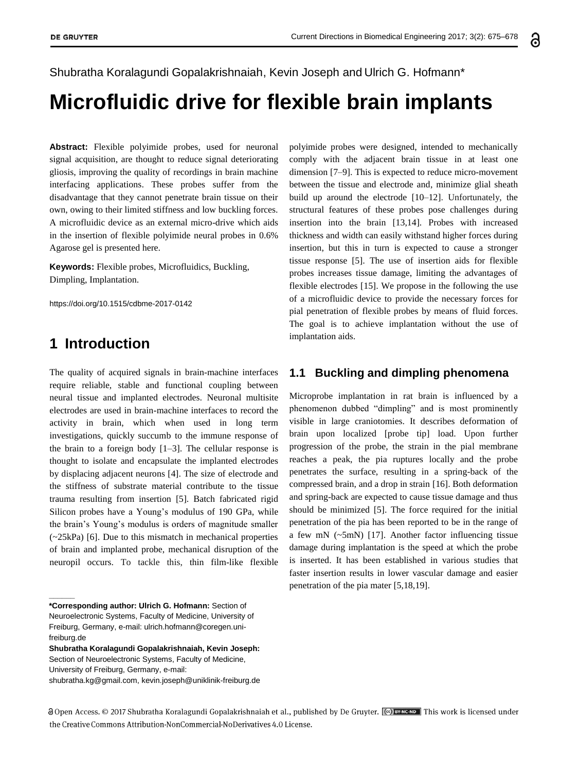Shubratha Koralagundi Gopalakrishnaiah, Kevin Joseph and Ulrich G. Hofmann*

# Microfluidic drive for flexible brain implants

**Abstract:** Flexible polyimide probes, used for neuronal signal acquisition, are thought to reduce signal deteriorating gliosis, improving the quality of recordings in brain machine interfacing applications. These probes suffer from the disadvantage that they cannot penetrate brain tissue on their own, owing to their limited stiffness and low buckling forces. A microfluidic device as an external micro-drive which aids in the insertion of flexible polyimide neural probes in 0.6% Agarose gel is presented here.

**Keywords:** Flexible probes, Microfluidics, Buckling, Dimpling, Implantation.

https://doi.org/10.1515/cdbme-2017-0142

## 1 Introduction

The quality of acquired signals in brain-machine interfaces require reliable, stable and functional coupling between neural tissue and implanted electrodes. Neuronal multisite electrodes are used in brain-machine interfaces to record the activity in brain, which when used in long term investigations, quickly succumb to the immune response of the brain to a foreign body [1–3]. The cellular response is thought to isolate and encapsulate the implanted electrodes by displacing adjacent neurons [4]. The size of electrode and the stiffness of substrate material contribute to the tissue trauma resulting from insertion [5]. Batch fabricated rigid Silicon probes have a Young's modulus of 190 GPa, while the brain's Young's modulus is orders of magnitude smaller (~25kPa) [6]. Due to this mismatch in mechanical properties of brain and implanted probe, mechanical disruption of the neuropil occurs. To tackle this, thin film-like flexible polyimide probes were designed, intended to mechanically comply with the adjacent brain tissue in at least one dimension [7–9]. This is expected to reduce micro-movement between the tissue and electrode and, minimize glial sheath build up around the electrode [10–12]. Unfortunately, the structural features of these probes pose challenges during insertion into the brain [13,14]. Probes with increased thickness and width can easily withstand higher forces during insertion, but this in turn is expected to cause a stronger tissue response [5]. The use of insertion aids for flexible probes increases tissue damage, limiting the advantages of flexible electrodes [15]. We propose in the following the use of a microfluidic device to provide the necessary forces for pial penetration of flexible probes by means of fluid forces. The goal is to achieve implantation without the use of implantation aids.

### 1.1 Buckling and dimpling phenomena

Microprobe implantation in rat brain is influenced by a phenomenon dubbed "dimpling" and is most prominently visible in large craniotomies. It describes deformation of brain upon localized [probe tip] load. Upon further progression of the probe, the strain in the pial membrane reaches a peak, the pia ruptures locally and the probe penetrates the surface, resulting in a spring-back of the compressed brain, and a drop in strain [16]. Both deformation and spring-back are expected to cause tissue damage and thus should be minimized [5]. The force required for the initial penetration of the pia has been reported to be in the range of a few mN (~5mN) [17]. Another factor influencing tissue damage during implantation is the speed at which the probe is inserted. It has been established in various studies that faster insertion results in lower vascular damage and easier penetration of the pia mater [5,18,19].

---

***Corresponding author: Ulrich G. Hofmann:** Section of Neuroelectronic Systems, Faculty of Medicine, University of Freiburg, Germany, e-mail: ulrich.hofmann@coregen.uni-freiburg.de

**Shubratha Koralagundi Gopalakrishnaiah, Kevin Joseph:** Section of Neuroelectronic Systems, Faculty of Medicine, University of Freiburg, Germany, e-mail: shubratha.kg@gmail.com, kevin.joseph@uniklinik-freiburg.de

Open Access. © 2017 Shubratha Koralagundi Gopalakrishnaiah et al., published by De Gruyter. This work is licensed under the Creative Commons Attribution-NonCommercial-NoDerivatives 4.0 License.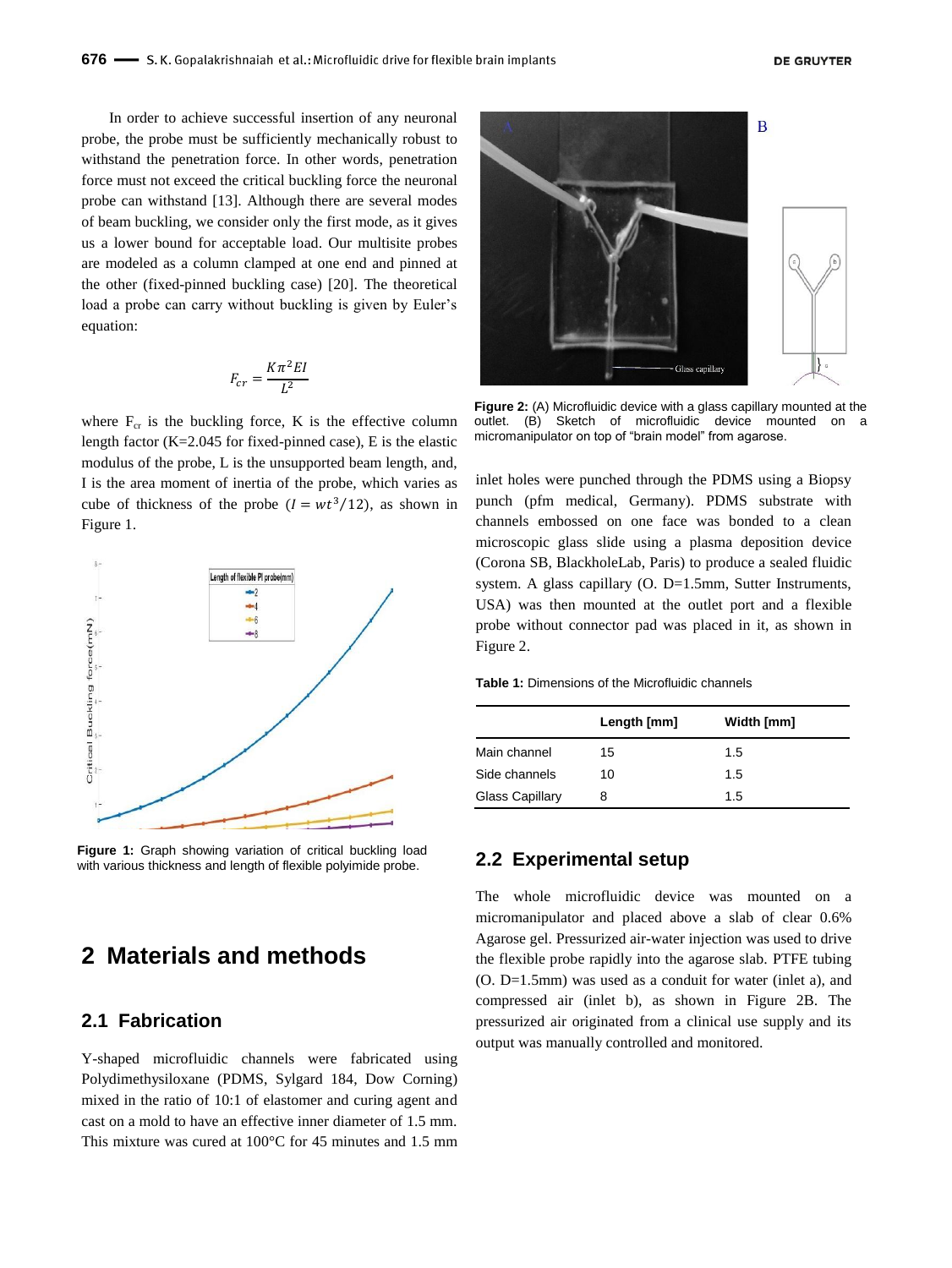In order to achieve successful insertion of any neuronal probe, the probe must be sufficiently mechanically robust to withstand the penetration force. In other words, penetration force must not exceed the critical buckling force the neuronal probe can withstand [13]. Although there are several modes of beam buckling, we consider only the first mode, as it gives us a lower bound for acceptable load. Our multisite probes are modeled as a column clamped at one end and pinned at the other (fixed-pinned buckling case) [20]. The theoretical load a probe can carry without buckling is given by Euler's equation:

$$F_{cr} = \frac{K\pi^2 EI}{L^2}$$

where $F_{cr}$ is the buckling force, K is the effective column length factor (K=2.045 for fixed-pinned case), E is the elastic modulus of the probe, L is the unsupported beam length, and, I is the area moment of inertia of the probe, which varies as cube of thickness of the probe ($I = wt^3/12$), as shown in Figure 1.

**Figure 1:** Graph showing variation of critical buckling load with various thickness and length of flexible polyimide probe.

# 2 Materials and methods

## 2.1 Fabrication

Y-shaped microfluidic channels were fabricated using Polydimethysiloxane (PDMS, Sylgard 184, Dow Corning) mixed in the ratio of 10:1 of elastomer and curing agent and cast on a mold to have an effective inner diameter of 1.5 mm. This mixture was cured at 100°C for 45 minutes and 1.5 mm inlet holes were punched through the PDMS using a Biopsy punch (pfm medical, Germany). PDMS substrate with channels embossed on one face was bonded to a clean microscopic glass slide using a plasma deposition device (Corona SB, BlackholeLab, Paris) to produce a sealed fluidic system. A glass capillary (O. D=1.5mm, Sutter Instruments, USA) was then mounted at the outlet port and a flexible probe without connector pad was placed in it, as shown in Figure 2.

**Figure 2:** (A) Microfluidic device with a glass capillary mounted at the outlet. (B) Sketch of microfluidic device mounted on a micromanipulator on top of "brain model" from agarose.

**Table 1:** Dimensions of the Microfluidic channels

| | Length [mm] | Width [mm] |
|---|---|---|
| Main channel | 15 | 1.5 |
| Side channels | 10 | 1.5 |
| Glass Capillary | 8 | 1.5 |

## 2.2 Experimental setup

The whole microfluidic device was mounted on a micromanipulator and placed above a slab of clear 0.6% Agarose gel. Pressurized air-water injection was used to drive the flexible probe rapidly into the agarose slab. PTFE tubing (O. D=1.5mm) was used as a conduit for water (inlet a), and compressed air (inlet b), as shown in Figure 2B. The pressurized air originated from a clinical use supply and its output was manually controlled and monitored.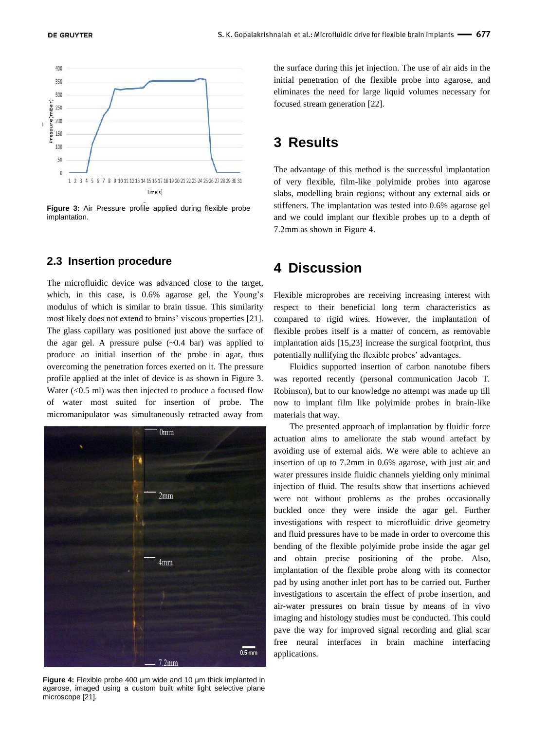Figure 3: Air Pressure profile applied during flexible probe implantation.

### 2.3 Insertion procedure

The microfluidic device was advanced close to the target, which, in this case, is 0.6% agarose gel, the Young's modulus of which is similar to brain tissue. This similarity most likely does not extend to brains' viscous properties [21]. The glass capillary was positioned just above the surface of the agar gel. A pressure pulse (~0.4 bar) was applied to produce an initial insertion of the probe in agar, thus overcoming the penetration forces exerted on it. The pressure profile applied at the inlet of device is as shown in Figure 3. Water (<0.5 ml) was then injected to produce a focused flow of water most suited for insertion of probe. The micromanipulator was simultaneously retracted away from the surface during this jet injection. The use of air aids in the initial penetration of the flexible probe into agarose, and eliminates the need for large liquid volumes necessary for focused stream generation [22].

Figure 4: Flexible probe 400 μm wide and 10 μm thick implanted in agarose, imaged using a custom built white light selective plane microscope [21].

## 3 Results

The advantage of this method is the successful implantation of very flexible, film-like polyimide probes into agarose slabs, modelling brain regions; without any external aids or stiffeners. The implantation was tested into 0.6% agarose gel and we could implant our flexible probes up to a depth of 7.2mm as shown in Figure 4.

## 4 Discussion

Flexible microprobes are receiving increasing interest with respect to their beneficial long term characteristics as compared to rigid wires. However, the implantation of flexible probes itself is a matter of concern, as removable implantation aids [15,23] increase the surgical footprint, thus potentially nullifying the flexible probes' advantages.

Fluidics supported insertion of carbon nanotube fibers was reported recently (personal communication Jacob T. Robinson), but to our knowledge no attempt was made up till now to implant film like polyimide probes in brain-like materials that way.

The presented approach of implantation by fluidic force actuation aims to ameliorate the stab wound artefact by avoiding use of external aids. We were able to achieve an insertion of up to 7.2mm in 0.6% agarose, with just air and water pressures inside fluidic channels yielding only minimal injection of fluid. The results show that insertions achieved were not without problems as the probes occasionally buckled once they were inside the agar gel. Further investigations with respect to microfluidic drive geometry and fluid pressures have to be made in order to overcome this bending of the flexible polyimide probe inside the agar gel and obtain precise positioning of the probe. Also, implantation of the flexible probe along with its connector pad by using another inlet port has to be carried out. Further investigations to ascertain the effect of probe insertion, and air-water pressures on brain tissue by means of in vivo imaging and histology studies must be conducted. This could pave the way for improved signal recording and glial scar free neural interfaces in brain machine interfacing applications.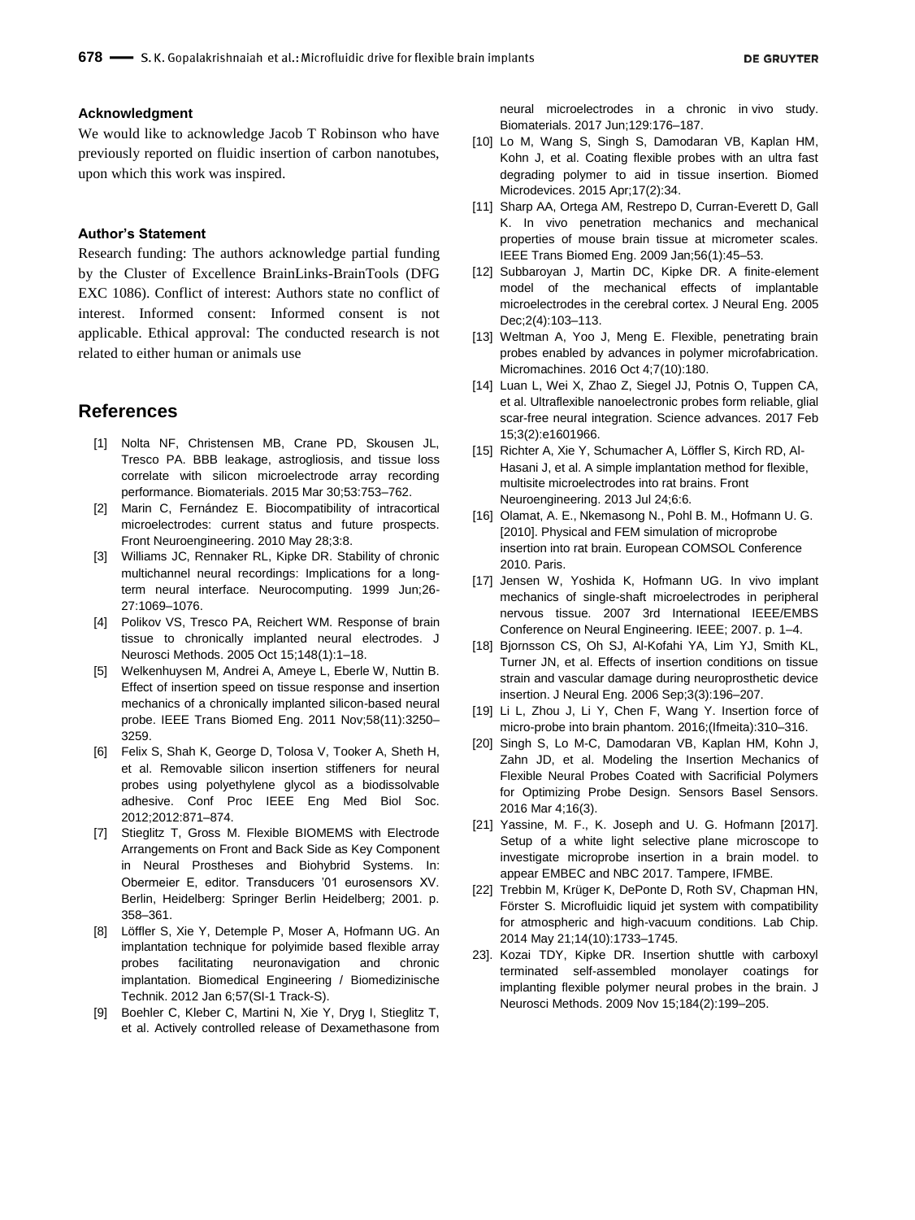### Acknowledgment

We would like to acknowledge Jacob T Robinson who have previously reported on fluidic insertion of carbon nanotubes, upon which this work was inspired.

### Author's Statement

Research funding: The authors acknowledge partial funding by the Cluster of Excellence BrainLinks-BrainTools (DFG EXC 1086). Conflict of interest: Authors state no conflict of interest. Informed consent: Informed consent is not applicable. Ethical approval: The conducted research is not related to either human or animals use

## References

[1] Nolta NF, Christensen MB, Crane PD, Skousen JL, Tresco PA. BBB leakage, astrogliosis, and tissue loss correlate with silicon microelectrode array recording performance. Biomaterials. 2015 Mar 30;53:753–762.

[2] Marin C, Fernández E. Biocompatibility of intracortical microelectrodes: current status and future prospects. Front Neuroengineering. 2010 May 28;3:8.

[3] Williams JC, Rennaker RL, Kipke DR. Stability of chronic multichannel neural recordings: Implications for a long-term neural interface. Neurocomputing. 1999 Jun;26-27:1069–1076.

[4] Polikov VS, Tresco PA, Reichert WM. Response of brain tissue to chronically implanted neural electrodes. J Neurosci Methods. 2005 Oct 15;148(1):1–18.

[5] Welkenhuysen M, Andrei A, Ameye L, Eberle W, Nuttin B. Effect of insertion speed on tissue response and insertion mechanics of a chronically implanted silicon-based neural probe. IEEE Trans Biomed Eng. 2011 Nov;58(11):3250–3259.

[6] Felix S, Shah K, George D, Tolosa V, Tooker A, Sheth H, et al. Removable silicon insertion stiffeners for neural probes using polyethylene glycol as a biodissolvable adhesive. Conf Proc IEEE Eng Med Biol Soc. 2012;2012:871–874.

[7] Stieglitz T, Gross M. Flexible BIOMEMS with Electrode Arrangements on Front and Back Side as Key Component in Neural Prostheses and Biohybrid Systems. In: Obermeier E, editor. Transducers '01 eurosensors XV. Berlin, Heidelberg: Springer Berlin Heidelberg; 2001. p. 358–361.

[8] Löffler S, Xie Y, Detemple P, Moser A, Hofmann UG. An implantation technique for polyimide based flexible array probes facilitating neuronavigation and chronic implantation. Biomedical Engineering / Biomedizinische Technik. 2012 Jan 6;57(SI-1 Track-S).

[9] Boehler C, Kleber C, Martini N, Xie Y, Dryg I, Stieglitz T, et al. Actively controlled release of Dexamethasone from neural microelectrodes in a chronic in vivo study. Biomaterials. 2017 Jun;129:176–187.

[10] Lo M, Wang S, Singh S, Damodaran VB, Kaplan HM, Kohn J, et al. Coating flexible probes with an ultra fast degrading polymer to aid in tissue insertion. Biomed Microdevices. 2015 Apr;17(2):34.

[11] Sharp AA, Ortega AM, Restrepo D, Curran-Everett D, Gall K. In vivo penetration mechanics and mechanical properties of mouse brain tissue at micrometer scales. IEEE Trans Biomed Eng. 2009 Jan;56(1):45–53.

[12] Subbaroyan J, Martin DC, Kipke DR. A finite-element model of the mechanical effects of implantable microelectrodes in the cerebral cortex. J Neural Eng. 2005 Dec;2(4):103–113.

[13] Weltman A, Yoo J, Meng E. Flexible, penetrating brain probes enabled by advances in polymer microfabrication. Micromachines. 2016 Oct 4;7(10):180.

[14] Luan L, Wei X, Zhao Z, Siegel JJ, Potnis O, Tuppen CA, et al. Ultraflexible nanoelectronic probes form reliable, glial scar-free neural integration. Science advances. 2017 Feb 15;3(2):e1601966.

[15] Richter A, Xie Y, Schumacher A, Löffler S, Kirch RD, Al-Hasani J, et al. A simple implantation method for flexible, multisite microelectrodes into rat brains. Front Neuroengineering. 2013 Jul 24;6:6.

[16] Olamat, A. E., Nkemasong N., Pohl B. M., Hofmann U. G. [2010]. Physical and FEM simulation of microprobe insertion into rat brain. European COMSOL Conference 2010. Paris.

[17] Jensen W, Yoshida K, Hofmann UG. In vivo implant mechanics of single-shaft microelectrodes in peripheral nervous tissue. 2007 3rd International IEEE/EMBS Conference on Neural Engineering. IEEE; 2007. p. 1–4.

[18] Bjornsson CS, Oh SJ, Al-Kofahi YA, Lim YJ, Smith KL, Turner JN, et al. Effects of insertion conditions on tissue strain and vascular damage during neuroprosthetic device insertion. J Neural Eng. 2006 Sep;3(3):196–207.

[19] Li L, Zhou J, Li Y, Chen F, Wang Y. Insertion force of micro-probe into brain phantom. 2016;(Ifmeita):310–316.

[20] Singh S, Lo M-C, Damodaran VB, Kaplan HM, Kohn J, Zahn JD, et al. Modeling the Insertion Mechanics of Flexible Neural Probes Coated with Sacrificial Polymers for Optimizing Probe Design. Sensors Basel Sensors. 2016 Mar 4;16(3).

[21] Yassine, M. F., K. Joseph and U. G. Hofmann [2017]. Setup of a white light selective plane microscope to investigate microprobe insertion in a brain model. to appear EMBEC and NBC 2017. Tampere, IFMBE.

[22] Trebbin M, Krüger K, DePonte D, Roth SV, Chapman HN, Förster S. Microfluidic liquid jet system with compatibility for atmospheric and high-vacuum conditions. Lab Chip. 2014 May 21;14(10):1733–1745.

23]. Kozai TDY, Kipke DR. Insertion shuttle with carboxyl terminated self-assembled monolayer coatings for implanting flexible polymer neural probes in the brain. J Neurosci Methods. 2009 Nov 15;184(2):199–205.